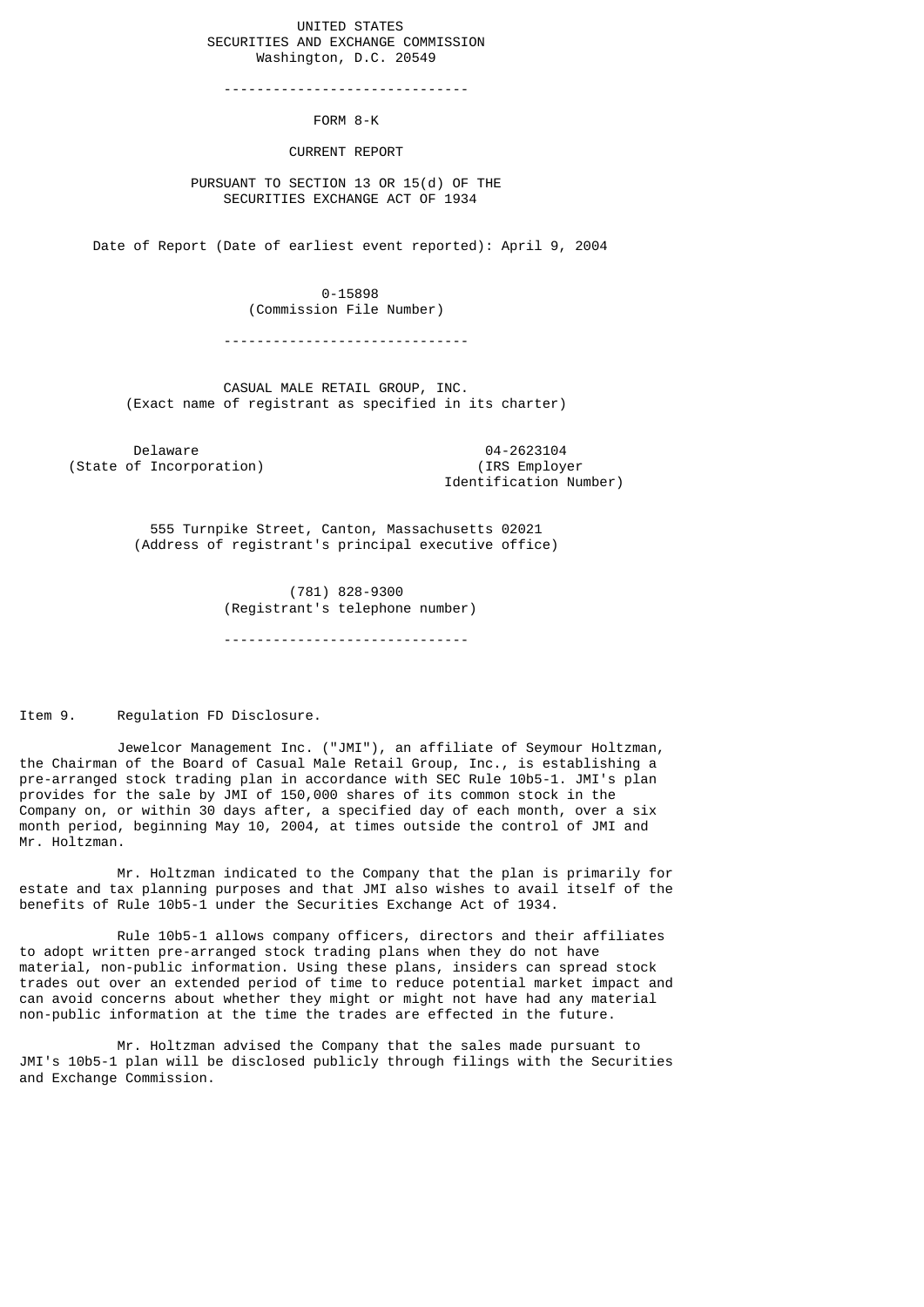UNITED STATES
SECURITIES AND EXCHANGE COMMISSION
Washington, D.C. 20549

---

FORM 8-K

CURRENT REPORT

PURSUANT TO SECTION 13 OR 15(d) OF THE
SECURITIES EXCHANGE ACT OF 1934

Date of Report (Date of earliest event reported): April 9, 2004

0-15898
(Commission File Number)

---

CASUAL MALE RETAIL GROUP, INC.
(Exact name of registrant as specified in its charter)

| | |
|---|---|
| Delaware<br>(State of Incorporation) | 04-2623104<br>(IRS Employer Identification Number) |

555 Turnpike Street, Canton, Massachusetts 02021
(Address of registrant's principal executive office)

(781) 828-9300
(Registrant's telephone number)

---

Item 9. Regulation FD Disclosure.

Jewelcor Management Inc. ("JMI"), an affiliate of Seymour Holtzman, the Chairman of the Board of Casual Male Retail Group, Inc., is establishing a pre-arranged stock trading plan in accordance with SEC Rule 10b5-1. JMI's plan provides for the sale by JMI of 150,000 shares of its common stock in the Company on, or within 30 days after, a specified day of each month, over a six month period, beginning May 10, 2004, at times outside the control of JMI and Mr. Holtzman.

Mr. Holtzman indicated to the Company that the plan is primarily for estate and tax planning purposes and that JMI also wishes to avail itself of the benefits of Rule 10b5-1 under the Securities Exchange Act of 1934.

Rule 10b5-1 allows company officers, directors and their affiliates to adopt written pre-arranged stock trading plans when they do not have material, non-public information. Using these plans, insiders can spread stock trades out over an extended period of time to reduce potential market impact and can avoid concerns about whether they might or might not have had any material non-public information at the time the trades are effected in the future.

Mr. Holtzman advised the Company that the sales made pursuant to JMI's 10b5-1 plan will be disclosed publicly through filings with the Securities and Exchange Commission.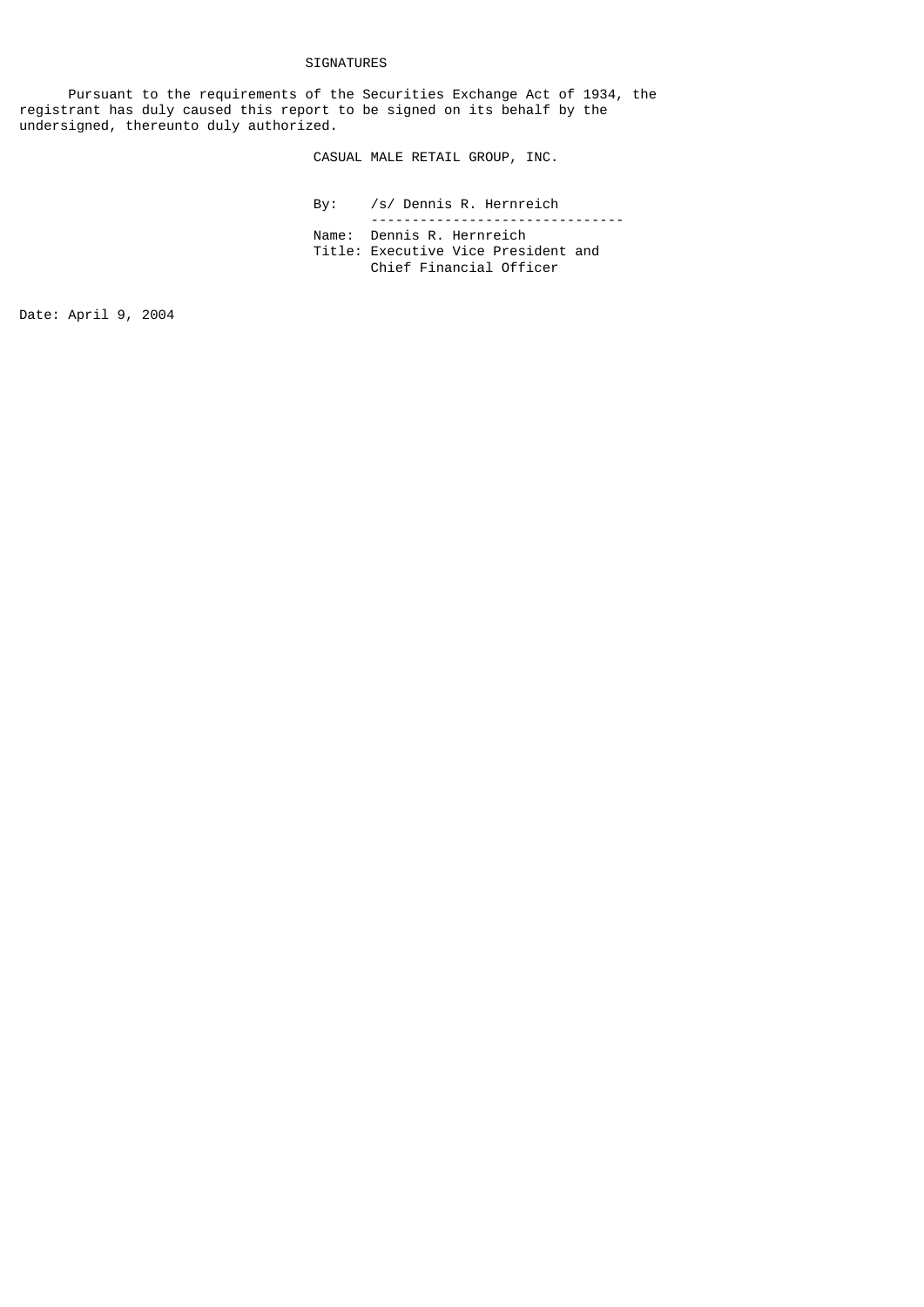## SIGNATURES

Pursuant to the requirements of the Securities Exchange Act of 1934, the registrant has duly caused this report to be signed on its behalf by the undersigned, thereunto duly authorized.

CASUAL MALE RETAIL GROUP, INC.

By: /s/ Dennis R. Hernreich

Name: Dennis R. Hernreich
Title: Executive Vice President and Chief Financial Officer

Date: April 9, 2004